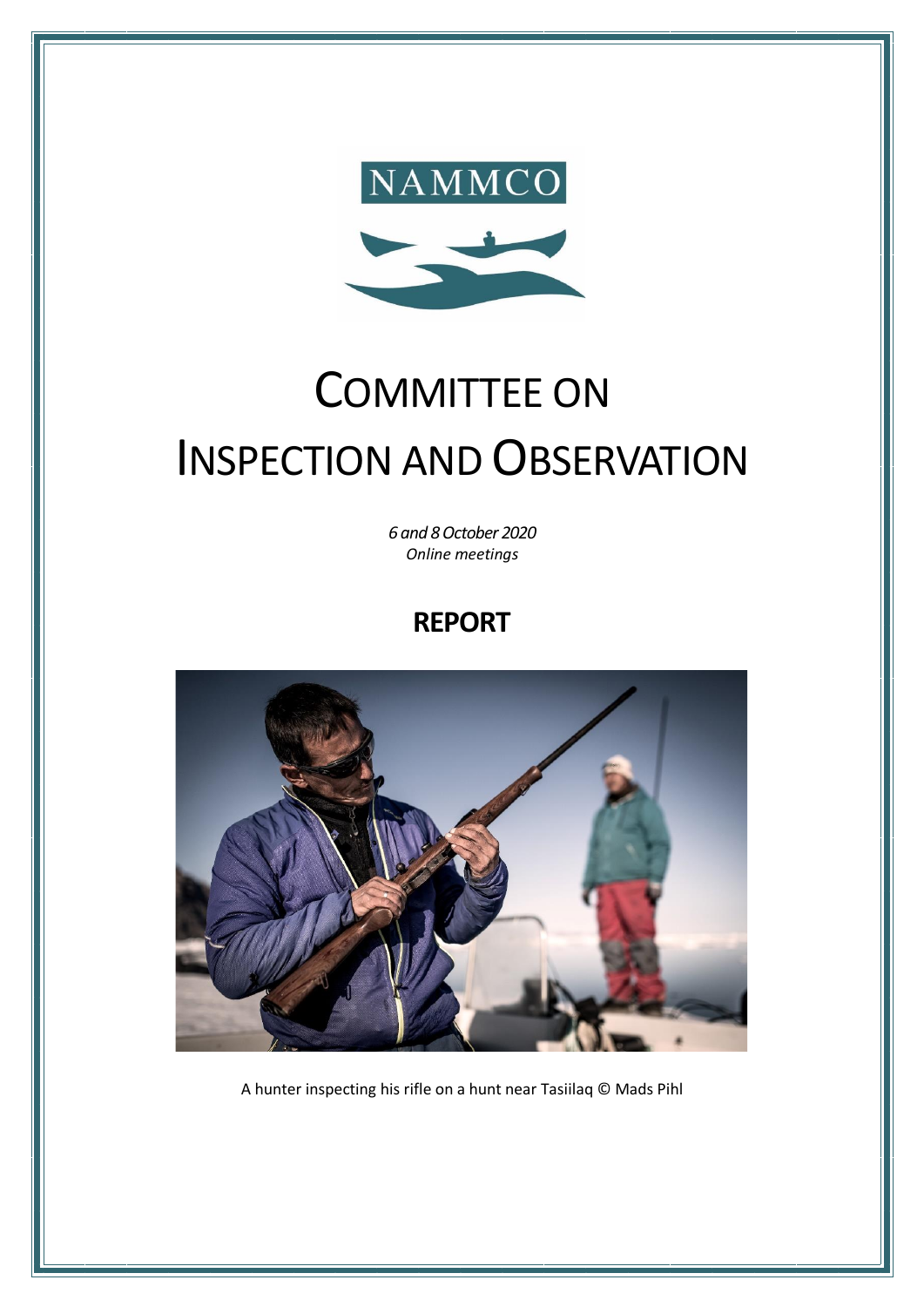NAMMCO

# COMMITTEE ON INSPECTION AND OBSERVATION

*6 and 8 October 2020*
*Online meetings*

## REPORT

A hunter inspecting his rifle on a hunt near Tasiilaq © Mads Pihl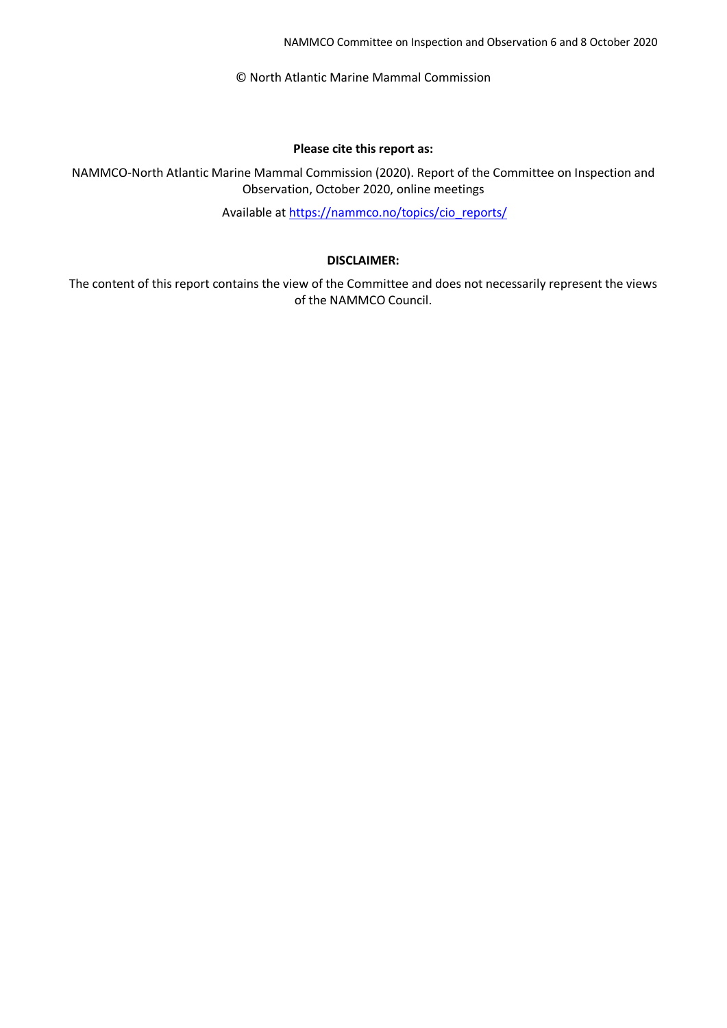© North Atlantic Marine Mammal Commission

**Please cite this report as:**

NAMMCO-North Atlantic Marine Mammal Commission (2020). Report of the Committee on Inspection and Observation, October 2020, online meetings

Available at https://nammco.no/topics/cio_reports/

**DISCLAIMER:**

The content of this report contains the view of the Committee and does not necessarily represent the views of the NAMMCO Council.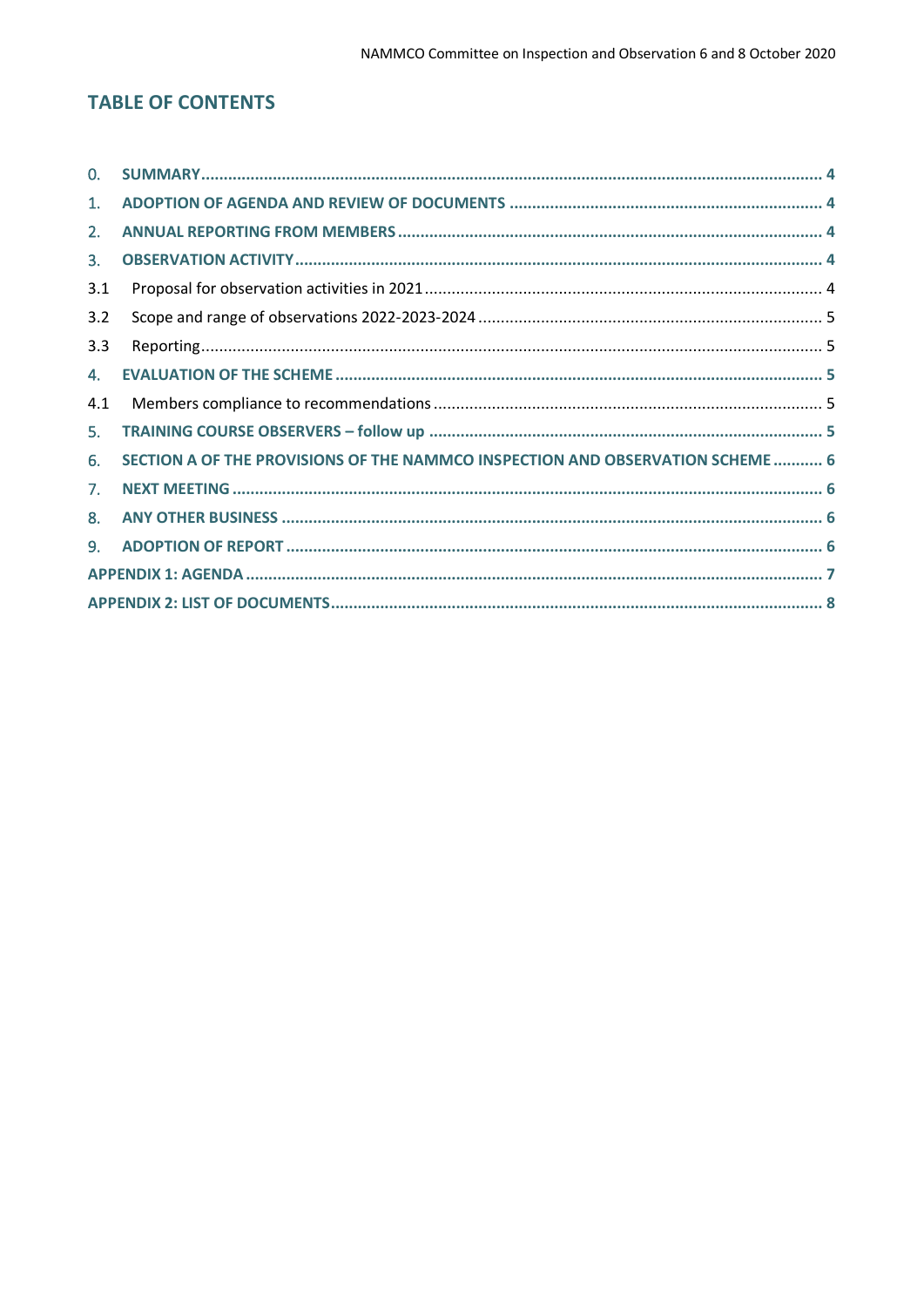## TABLE OF CONTENTS

0. **SUMMARY** ........ 4
1. **ADOPTION OF AGENDA AND REVIEW OF DOCUMENTS** ........ 4
2. **ANNUAL REPORTING FROM MEMBERS** ........ 4
3. **OBSERVATION ACTIVITY** ........ 4
   - 3.1 Proposal for observation activities in 2021 ........ 4
   - 3.2 Scope and range of observations 2022-2023-2024 ........ 5
   - 3.3 Reporting ........ 5
4. **EVALUATION OF THE SCHEME** ........ 5
   - 4.1 Members compliance to recommendations ........ 5
5. **TRAINING COURSE OBSERVERS – follow up** ........ 5
6. **SECTION A OF THE PROVISIONS OF THE NAMMCO INSPECTION AND OBSERVATION SCHEME** ........ 6
7. **NEXT MEETING** ........ 6
8. **ANY OTHER BUSINESS** ........ 6
9. **ADOPTION OF REPORT** ........ 6

**APPENDIX 1: AGENDA** ........ 7

**APPENDIX 2: LIST OF DOCUMENTS** ........ 8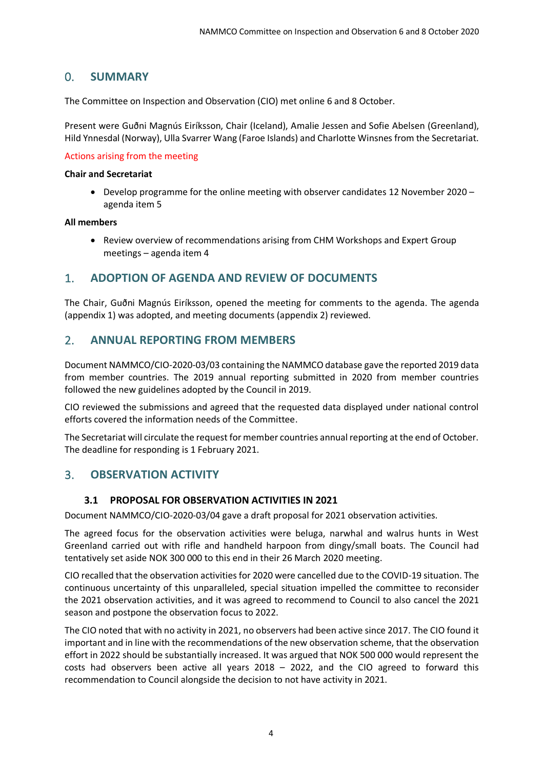## 0. SUMMARY

The Committee on Inspection and Observation (CIO) met online 6 and 8 October.

Present were Guðni Magnús Eiríksson, Chair (Iceland), Amalie Jessen and Sofie Abelsen (Greenland), Hild Ynnesdal (Norway), Ulla Svarrer Wang (Faroe Islands) and Charlotte Winsnes from the Secretariat.

Actions arising from the meeting

**Chair and Secretariat**

- Develop programme for the online meeting with observer candidates 12 November 2020 – agenda item 5

**All members**

- Review overview of recommendations arising from CHM Workshops and Expert Group meetings – agenda item 4

## 1. ADOPTION OF AGENDA AND REVIEW OF DOCUMENTS

The Chair, Guðni Magnús Eiríksson, opened the meeting for comments to the agenda. The agenda (appendix 1) was adopted, and meeting documents (appendix 2) reviewed.

## 2. ANNUAL REPORTING FROM MEMBERS

Document NAMMCO/CIO-2020-03/03 containing the NAMMCO database gave the reported 2019 data from member countries. The 2019 annual reporting submitted in 2020 from member countries followed the new guidelines adopted by the Council in 2019.

CIO reviewed the submissions and agreed that the requested data displayed under national control efforts covered the information needs of the Committee.

The Secretariat will circulate the request for member countries annual reporting at the end of October. The deadline for responding is 1 February 2021.

## 3. OBSERVATION ACTIVITY

### 3.1 PROPOSAL FOR OBSERVATION ACTIVITIES IN 2021

Document NAMMCO/CIO-2020-03/04 gave a draft proposal for 2021 observation activities.

The agreed focus for the observation activities were beluga, narwhal and walrus hunts in West Greenland carried out with rifle and handheld harpoon from dingy/small boats. The Council had tentatively set aside NOK 300 000 to this end in their 26 March 2020 meeting.

CIO recalled that the observation activities for 2020 were cancelled due to the COVID-19 situation. The continuous uncertainty of this unparalleled, special situation impelled the committee to reconsider the 2021 observation activities, and it was agreed to recommend to Council to also cancel the 2021 season and postpone the observation focus to 2022.

The CIO noted that with no activity in 2021, no observers had been active since 2017. The CIO found it important and in line with the recommendations of the new observation scheme, that the observation effort in 2022 should be substantially increased. It was argued that NOK 500 000 would represent the costs had observers been active all years 2018 – 2022, and the CIO agreed to forward this recommendation to Council alongside the decision to not have activity in 2021.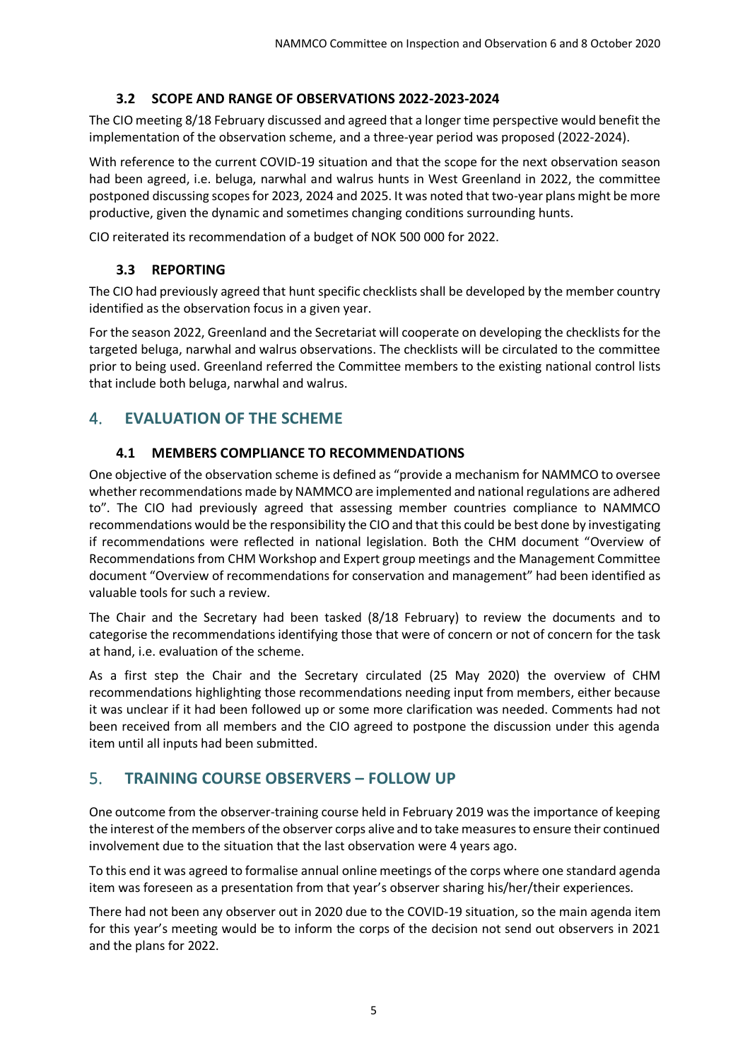### 3.2 SCOPE AND RANGE OF OBSERVATIONS 2022-2023-2024

The CIO meeting 8/18 February discussed and agreed that a longer time perspective would benefit the implementation of the observation scheme, and a three-year period was proposed (2022-2024).

With reference to the current COVID-19 situation and that the scope for the next observation season had been agreed, i.e. beluga, narwhal and walrus hunts in West Greenland in 2022, the committee postponed discussing scopes for 2023, 2024 and 2025. It was noted that two-year plans might be more productive, given the dynamic and sometimes changing conditions surrounding hunts.

CIO reiterated its recommendation of a budget of NOK 500 000 for 2022.

### 3.3 REPORTING

The CIO had previously agreed that hunt specific checklists shall be developed by the member country identified as the observation focus in a given year.

For the season 2022, Greenland and the Secretariat will cooperate on developing the checklists for the targeted beluga, narwhal and walrus observations. The checklists will be circulated to the committee prior to being used. Greenland referred the Committee members to the existing national control lists that include both beluga, narwhal and walrus.

## 4. EVALUATION OF THE SCHEME

### 4.1 MEMBERS COMPLIANCE TO RECOMMENDATIONS

One objective of the observation scheme is defined as "provide a mechanism for NAMMCO to oversee whether recommendations made by NAMMCO are implemented and national regulations are adhered to". The CIO had previously agreed that assessing member countries compliance to NAMMCO recommendations would be the responsibility the CIO and that this could be best done by investigating if recommendations were reflected in national legislation. Both the CHM document "Overview of Recommendations from CHM Workshop and Expert group meetings and the Management Committee document "Overview of recommendations for conservation and management" had been identified as valuable tools for such a review.

The Chair and the Secretary had been tasked (8/18 February) to review the documents and to categorise the recommendations identifying those that were of concern or not of concern for the task at hand, i.e. evaluation of the scheme.

As a first step the Chair and the Secretary circulated (25 May 2020) the overview of CHM recommendations highlighting those recommendations needing input from members, either because it was unclear if it had been followed up or some more clarification was needed. Comments had not been received from all members and the CIO agreed to postpone the discussion under this agenda item until all inputs had been submitted.

## 5. TRAINING COURSE OBSERVERS – FOLLOW UP

One outcome from the observer-training course held in February 2019 was the importance of keeping the interest of the members of the observer corps alive and to take measures to ensure their continued involvement due to the situation that the last observation were 4 years ago.

To this end it was agreed to formalise annual online meetings of the corps where one standard agenda item was foreseen as a presentation from that year's observer sharing his/her/their experiences.

There had not been any observer out in 2020 due to the COVID-19 situation, so the main agenda item for this year's meeting would be to inform the corps of the decision not send out observers in 2021 and the plans for 2022.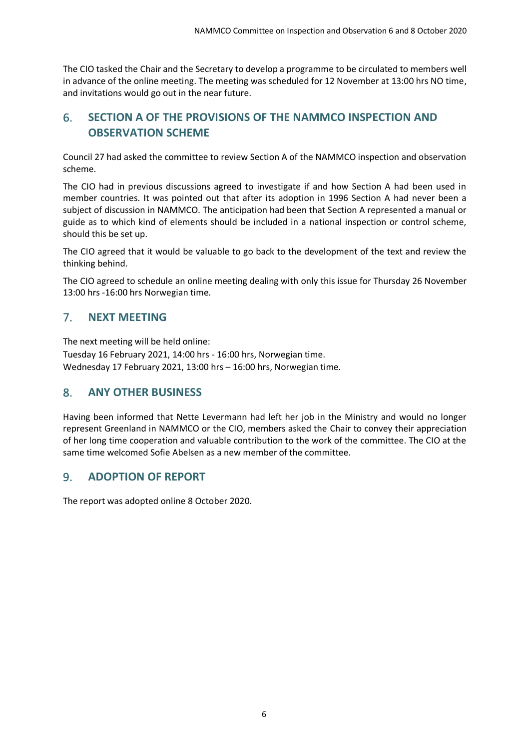The CIO tasked the Chair and the Secretary to develop a programme to be circulated to members well in advance of the online meeting. The meeting was scheduled for 12 November at 13:00 hrs NO time, and invitations would go out in the near future.

## 6. SECTION A OF THE PROVISIONS OF THE NAMMCO INSPECTION AND OBSERVATION SCHEME

Council 27 had asked the committee to review Section A of the NAMMCO inspection and observation scheme.

The CIO had in previous discussions agreed to investigate if and how Section A had been used in member countries. It was pointed out that after its adoption in 1996 Section A had never been a subject of discussion in NAMMCO. The anticipation had been that Section A represented a manual or guide as to which kind of elements should be included in a national inspection or control scheme, should this be set up.

The CIO agreed that it would be valuable to go back to the development of the text and review the thinking behind.

The CIO agreed to schedule an online meeting dealing with only this issue for Thursday 26 November 13:00 hrs -16:00 hrs Norwegian time.

## 7. NEXT MEETING

The next meeting will be held online:
Tuesday 16 February 2021, 14:00 hrs - 16:00 hrs, Norwegian time.
Wednesday 17 February 2021, 13:00 hrs – 16:00 hrs, Norwegian time.

## 8. ANY OTHER BUSINESS

Having been informed that Nette Levermann had left her job in the Ministry and would no longer represent Greenland in NAMMCO or the CIO, members asked the Chair to convey their appreciation of her long time cooperation and valuable contribution to the work of the committee. The CIO at the same time welcomed Sofie Abelsen as a new member of the committee.

## 9. ADOPTION OF REPORT

The report was adopted online 8 October 2020.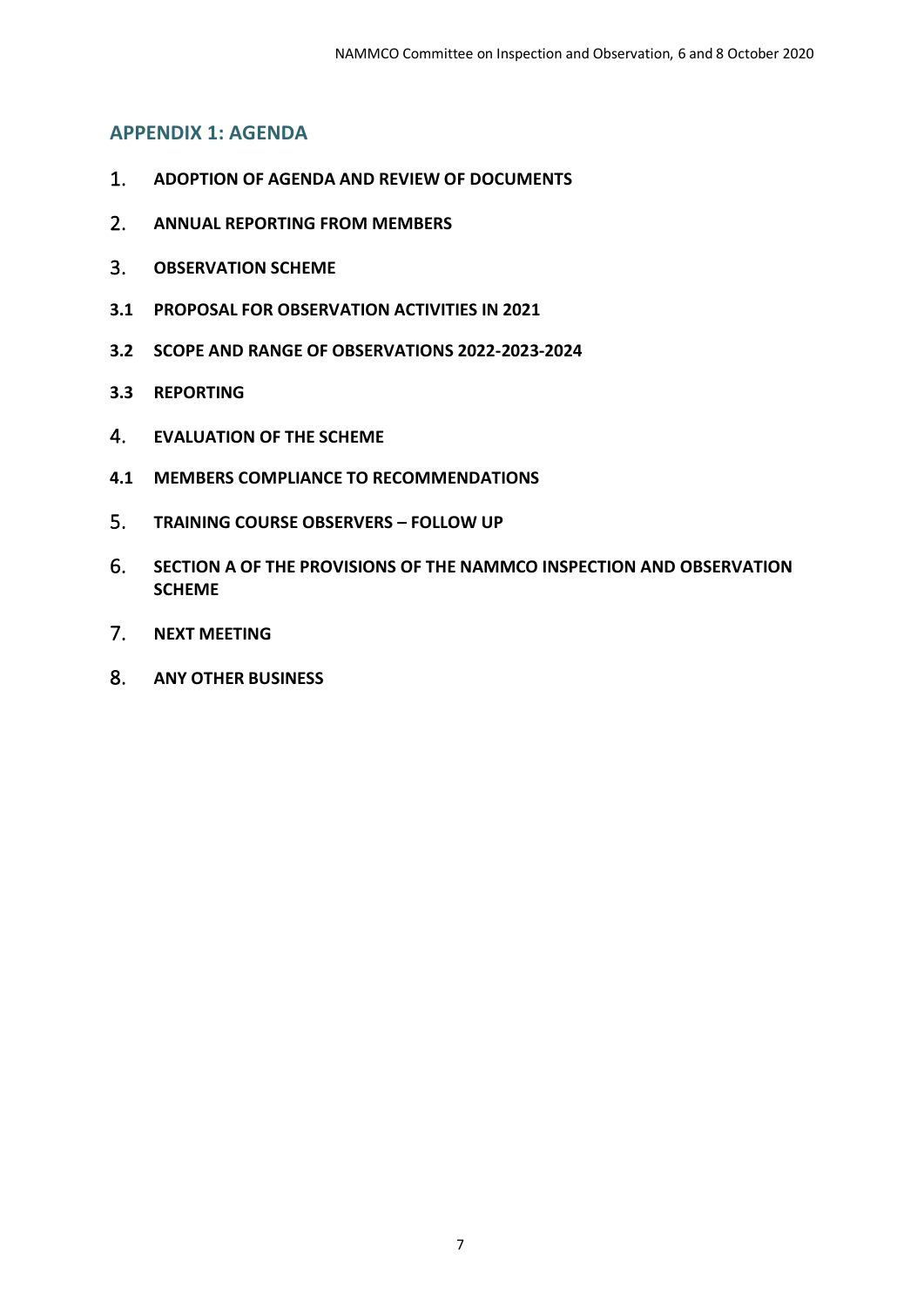## APPENDIX 1: AGENDA

1. **ADOPTION OF AGENDA AND REVIEW OF DOCUMENTS**
2. **ANNUAL REPORTING FROM MEMBERS**
3. **OBSERVATION SCHEME**

**3.1 PROPOSAL FOR OBSERVATION ACTIVITIES IN 2021**

**3.2 SCOPE AND RANGE OF OBSERVATIONS 2022-2023-2024**

**3.3 REPORTING**

4. **EVALUATION OF THE SCHEME**

**4.1 MEMBERS COMPLIANCE TO RECOMMENDATIONS**

5. **TRAINING COURSE OBSERVERS – FOLLOW UP**
6. **SECTION A OF THE PROVISIONS OF THE NAMMCO INSPECTION AND OBSERVATION SCHEME**
7. **NEXT MEETING**
8. **ANY OTHER BUSINESS**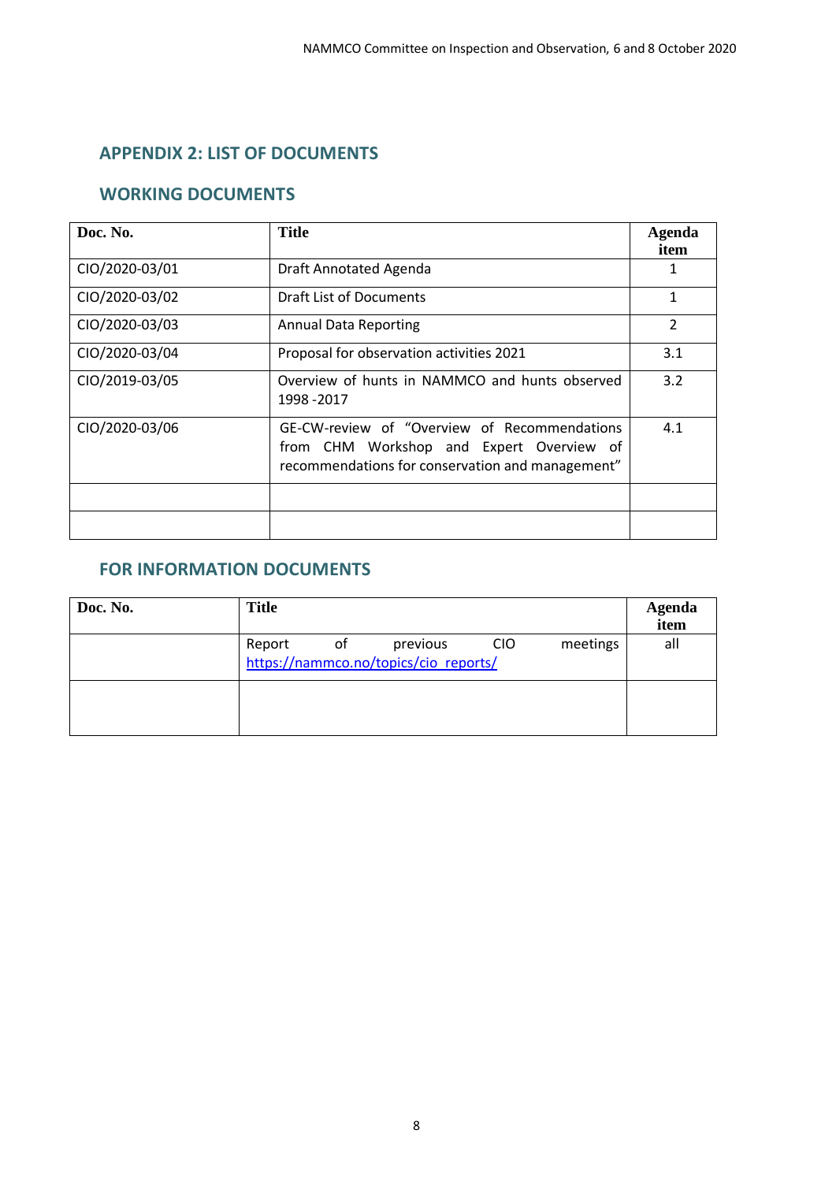## APPENDIX 2: LIST OF DOCUMENTS

### WORKING DOCUMENTS

| Doc. No. | Title | Agenda item |
|---|---|---|
| CIO/2020-03/01 | Draft Annotated Agenda | 1 |
| CIO/2020-03/02 | Draft List of Documents | 1 |
| CIO/2020-03/03 | Annual Data Reporting | 2 |
| CIO/2020-03/04 | Proposal for observation activities 2021 | 3.1 |
| CIO/2019-03/05 | Overview of hunts in NAMMCO and hunts observed 1998 -2017 | 3.2 |
| CIO/2020-03/06 | GE-CW-review of "Overview of Recommendations from CHM Workshop and Expert Overview of recommendations for conservation and management" | 4.1 |
| | | |
| | | |

### FOR INFORMATION DOCUMENTS

| Doc. No. | Title | Agenda item |
|---|---|---|
| | Report of previous CIO meetings https://nammco.no/topics/cio_reports/ | all |
| | | |